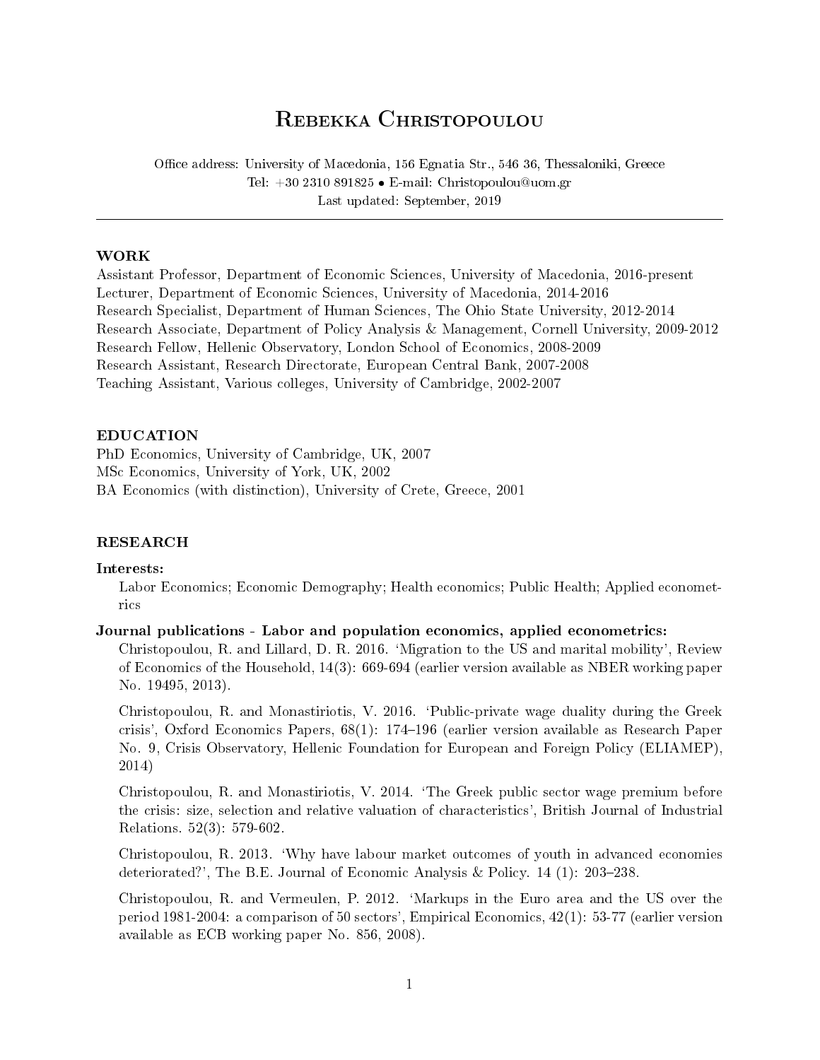# Rebekka Christopoulou

Office address: University of Macedonia, 156 Egnatia Str., 546 36, Thessaloniki, Greece
Tel: +30 2310 891825 • E-mail: Christopoulou@uom.gr
Last updated: September, 2019

---

## WORK

Assistant Professor, Department of Economic Sciences, University of Macedonia, 2016-present
Lecturer, Department of Economic Sciences, University of Macedonia, 2014-2016
Research Specialist, Department of Human Sciences, The Ohio State University, 2012-2014
Research Associate, Department of Policy Analysis & Management, Cornell University, 2009-2012
Research Fellow, Hellenic Observatory, London School of Economics, 2008-2009
Research Assistant, Research Directorate, European Central Bank, 2007-2008
Teaching Assistant, Various colleges, University of Cambridge, 2002-2007

## EDUCATION

PhD Economics, University of Cambridge, UK, 2007
MSc Economics, University of York, UK, 2002
BA Economics (with distinction), University of Crete, Greece, 2001

## RESEARCH

**Interests:**

Labor Economics; Economic Demography; Health economics; Public Health; Applied econometrics

**Journal publications - Labor and population economics, applied econometrics:**

Christopoulou, R. and Lillard, D. R. 2016. 'Migration to the US and marital mobility', Review of Economics of the Household, 14(3): 669-694 (earlier version available as NBER working paper No. 19495, 2013).

Christopoulou, R. and Monastiriotis, V. 2016. 'Public-private wage duality during the Greek crisis', Oxford Economics Papers, 68(1): 174–196 (earlier version available as Research Paper No. 9, Crisis Observatory, Hellenic Foundation for European and Foreign Policy (ELIAMEP), 2014)

Christopoulou, R. and Monastiriotis, V. 2014. 'The Greek public sector wage premium before the crisis: size, selection and relative valuation of characteristics', British Journal of Industrial Relations. 52(3): 579-602.

Christopoulou, R. 2013. 'Why have labour market outcomes of youth in advanced economies deteriorated?', The B.E. Journal of Economic Analysis & Policy. 14 (1): 203–238.

Christopoulou, R. and Vermeulen, P. 2012. 'Markups in the Euro area and the US over the period 1981-2004: a comparison of 50 sectors', Empirical Economics, 42(1): 53-77 (earlier version available as ECB working paper No. 856, 2008).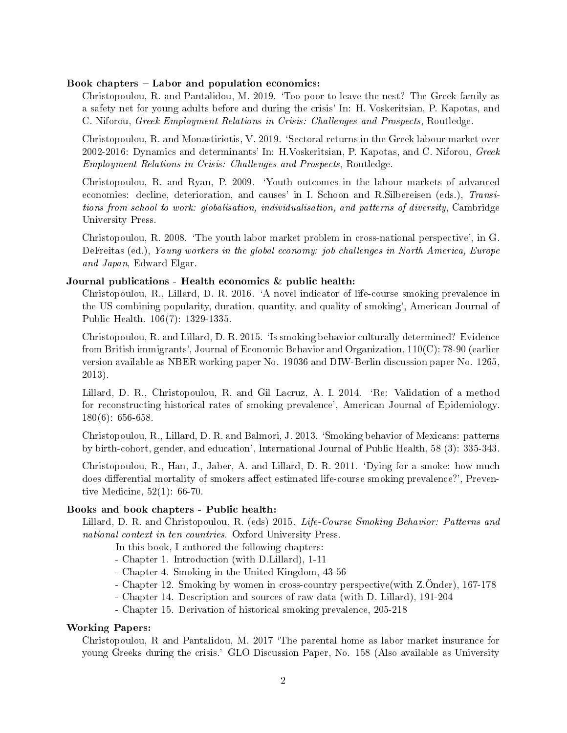**Book chapters – Labor and population economics:**

Christopoulou, R. and Pantalidou, M. 2019. 'Too poor to leave the nest? The Greek family as a safety net for young adults before and during the crisis' In: H. Voskeritsian, P. Kapotas, and C. Niforou, *Greek Employment Relations in Crisis: Challenges and Prospects*, Routledge.

Christopoulou, R. and Monastiriotis, V. 2019. 'Sectoral returns in the Greek labour market over 2002-2016: Dynamics and determinants' In: H.Voskeritsian, P. Kapotas, and C. Niforou, *Greek Employment Relations in Crisis: Challenges and Prospects*, Routledge.

Christopoulou, R. and Ryan, P. 2009. 'Youth outcomes in the labour markets of advanced economies: decline, deterioration, and causes' in I. Schoon and R.Silbereisen (eds.), *Transitions from school to work: globalisation, individualisation, and patterns of diversity*, Cambridge University Press.

Christopoulou, R. 2008. 'The youth labor market problem in cross-national perspective', in G. DeFreitas (ed.), *Young workers in the global economy: job challenges in North America, Europe and Japan*, Edward Elgar.

**Journal publications - Health economics & public health:**

Christopoulou, R., Lillard, D. R. 2016. 'A novel indicator of life-course smoking prevalence in the US combining popularity, duration, quantity, and quality of smoking', American Journal of Public Health. 106(7): 1329-1335.

Christopoulou, R. and Lillard, D. R. 2015. 'Is smoking behavior culturally determined? Evidence from British immigrants', Journal of Economic Behavior and Organization, 110(C): 78-90 (earlier version available as NBER working paper No. 19036 and DIW-Berlin discussion paper No. 1265, 2013).

Lillard, D. R., Christopoulou, R. and Gil Lacruz, A. I. 2014. 'Re: Validation of a method for reconstructing historical rates of smoking prevalence', American Journal of Epidemiology. 180(6): 656-658.

Christopoulou, R., Lillard, D. R. and Balmori, J. 2013. 'Smoking behavior of Mexicans: patterns by birth-cohort, gender, and education', International Journal of Public Health, 58 (3): 335-343.

Christopoulou, R., Han, J., Jaber, A. and Lillard, D. R. 2011. 'Dying for a smoke: how much does differential mortality of smokers affect estimated life-course smoking prevalence?', Preventive Medicine, 52(1): 66-70.

**Books and book chapters - Public health:**

Lillard, D. R. and Christopoulou, R. (eds) 2015. *Life-Course Smoking Behavior: Patterns and national context in ten countries.* Oxford University Press.

In this book, I authored the following chapters:

- Chapter 1. Introduction (with D.Lillard), 1-11
- Chapter 4. Smoking in the United Kingdom, 43-56
- Chapter 12. Smoking by women in cross-country perspective(with Z.Önder), 167-178
- Chapter 14. Description and sources of raw data (with D. Lillard), 191-204
- Chapter 15. Derivation of historical smoking prevalence, 205-218

**Working Papers:**

Christopoulou, R and Pantalidou, M. 2017 'The parental home as labor market insurance for young Greeks during the crisis.' GLO Discussion Paper, No. 158 (Also available as University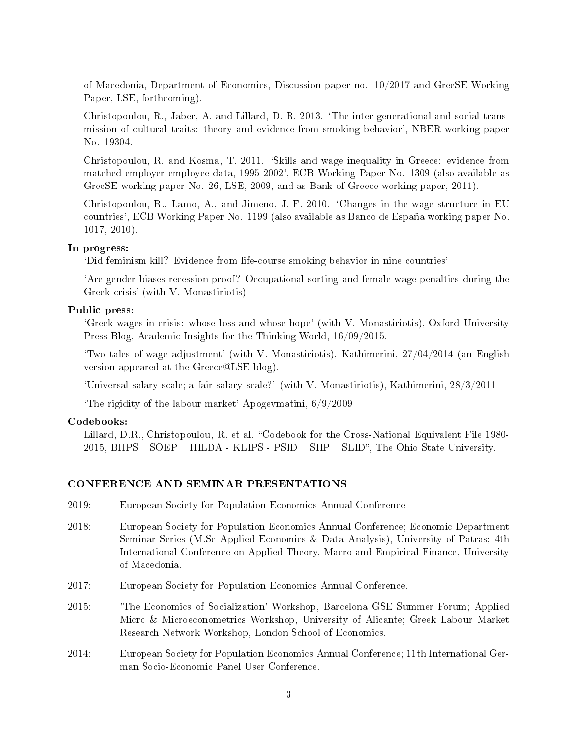of Macedonia, Department of Economics, Discussion paper no. 10/2017 and GreeSE Working Paper, LSE, forthcoming).

Christopoulou, R., Jaber, A. and Lillard, D. R. 2013. 'The inter-generational and social transmission of cultural traits: theory and evidence from smoking behavior', NBER working paper No. 19304.

Christopoulou, R. and Kosma, T. 2011. 'Skills and wage inequality in Greece: evidence from matched employer-employee data, 1995-2002', ECB Working Paper No. 1309 (also available as GreeSE working paper No. 26, LSE, 2009, and as Bank of Greece working paper, 2011).

Christopoulou, R., Lamo, A., and Jimeno, J. F. 2010. 'Changes in the wage structure in EU countries', ECB Working Paper No. 1199 (also available as Banco de España working paper No. 1017, 2010).

**In-progress:**

'Did feminism kill? Evidence from life-course smoking behavior in nine countries'

'Are gender biases recession-proof? Occupational sorting and female wage penalties during the Greek crisis' (with V. Monastiriotis)

**Public press:**

'Greek wages in crisis: whose loss and whose hope' (with V. Monastiriotis), Oxford University Press Blog, Academic Insights for the Thinking World, 16/09/2015.

'Two tales of wage adjustment' (with V. Monastiriotis), Kathimerini, 27/04/2014 (an English version appeared at the Greece@LSE blog).

'Universal salary-scale; a fair salary-scale?' (with V. Monastiriotis), Kathimerini, 28/3/2011

'The rigidity of the labour market' Apogevmatini, 6/9/2009

**Codebooks:**

Lillard, D.R., Christopoulou, R. et al. "Codebook for the Cross-National Equivalent File 1980-2015, BHPS – SOEP – HILDA - KLIPS - PSID – SHP – SLID", The Ohio State University.

## CONFERENCE AND SEMINAR PRESENTATIONS

2019: European Society for Population Economics Annual Conference

2018: European Society for Population Economics Annual Conference; Economic Department Seminar Series (M.Sc Applied Economics & Data Analysis), University of Patras; 4th International Conference on Applied Theory, Macro and Empirical Finance, University of Macedonia.

2017: European Society for Population Economics Annual Conference.

2015: 'The Economics of Socialization' Workshop, Barcelona GSE Summer Forum; Applied Micro & Microeconometrics Workshop, University of Alicante; Greek Labour Market Research Network Workshop, London School of Economics.

2014: European Society for Population Economics Annual Conference; 11th International German Socio-Economic Panel User Conference.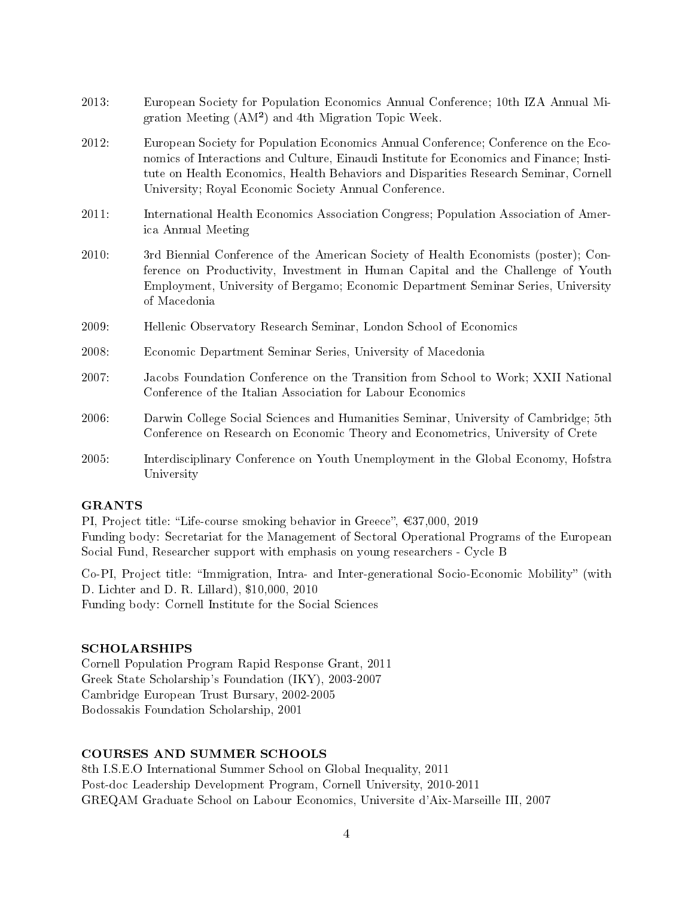2013: European Society for Population Economics Annual Conference; 10th IZA Annual Migration Meeting (AM²) and 4th Migration Topic Week.

2012: European Society for Population Economics Annual Conference; Conference on the Economics of Interactions and Culture, Einaudi Institute for Economics and Finance; Institute on Health Economics, Health Behaviors and Disparities Research Seminar, Cornell University; Royal Economic Society Annual Conference.

2011: International Health Economics Association Congress; Population Association of America Annual Meeting

2010: 3rd Biennial Conference of the American Society of Health Economists (poster); Conference on Productivity, Investment in Human Capital and the Challenge of Youth Employment, University of Bergamo; Economic Department Seminar Series, University of Macedonia

2009: Hellenic Observatory Research Seminar, London School of Economics

2008: Economic Department Seminar Series, University of Macedonia

2007: Jacobs Foundation Conference on the Transition from School to Work; XXII National Conference of the Italian Association for Labour Economics

2006: Darwin College Social Sciences and Humanities Seminar, University of Cambridge; 5th Conference on Research on Economic Theory and Econometrics, University of Crete

2005: Interdisciplinary Conference on Youth Unemployment in the Global Economy, Hofstra University

**GRANTS**

PI, Project title: "Life-course smoking behavior in Greece", €37,000, 2019
Funding body: Secretariat for the Management of Sectoral Operational Programs of the European Social Fund, Researcher support with emphasis on young researchers - Cycle B

Co-PI, Project title: "Immigration, Intra- and Inter-generational Socio-Economic Mobility" (with D. Lichter and D. R. Lillard), $10,000, 2010
Funding body: Cornell Institute for the Social Sciences

**SCHOLARSHIPS**

Cornell Population Program Rapid Response Grant, 2011
Greek State Scholarship's Foundation (IKY), 2003-2007
Cambridge European Trust Bursary, 2002-2005
Bodossakis Foundation Scholarship, 2001

**COURSES AND SUMMER SCHOOLS**

8th I.S.E.O International Summer School on Global Inequality, 2011
Post-doc Leadership Development Program, Cornell University, 2010-2011
GREQAM Graduate School on Labour Economics, Universite d'Aix-Marseille III, 2007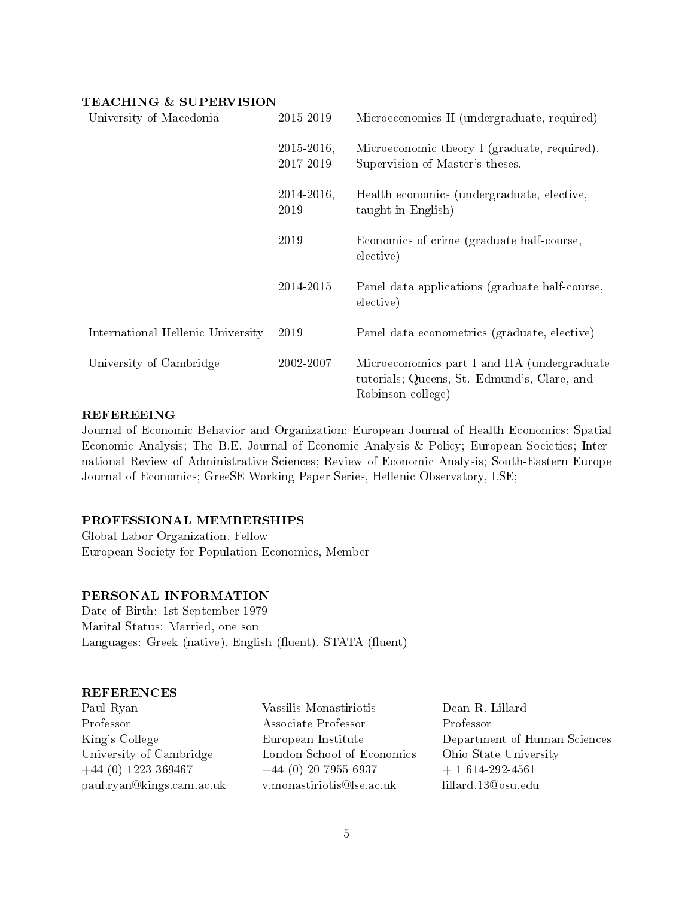## TEACHING & SUPERVISION

| | | |
|---|---|---|
| University of Macedonia | 2015-2019 | Microeconomics II (undergraduate, required) |
| | 2015-2016, 2017-2019 | Microeconomic theory I (graduate, required). Supervision of Master's theses. |
| | 2014-2016, 2019 | Health economics (undergraduate, elective, taught in English) |
| | 2019 | Economics of crime (graduate half-course, elective) |
| | 2014-2015 | Panel data applications (graduate half-course, elective) |
| International Hellenic University | 2019 | Panel data econometrics (graduate, elective) |
| University of Cambridge | 2002-2007 | Microeconomics part I and IIA (undergraduate tutorials; Queens, St. Edmund's, Clare, and Robinson college) |

## REFEREEING

Journal of Economic Behavior and Organization; European Journal of Health Economics; Spatial Economic Analysis; The B.E. Journal of Economic Analysis & Policy; European Societies; International Review of Administrative Sciences; Review of Economic Analysis; South-Eastern Europe Journal of Economics; GreeSE Working Paper Series, Hellenic Observatory, LSE;

## PROFESSIONAL MEMBERSHIPS

Global Labor Organization, Fellow
European Society for Population Economics, Member

## PERSONAL INFORMATION

Date of Birth: 1st September 1979
Marital Status: Married, one son
Languages: Greek (native), English (fluent), STATA (fluent)

## REFERENCES

Paul Ryan
Professor
King's College
University of Cambridge
+44 (0) 1223 369467
paul.ryan@kings.cam.ac.uk

Vassilis Monastiriotis
Associate Professor
European Institute
London School of Economics
+44 (0) 20 7955 6937
v.monastiriotis@lse.ac.uk

Dean R. Lillard
Professor
Department of Human Sciences
Ohio State University
+ 1 614-292-4561
lillard.13@osu.edu